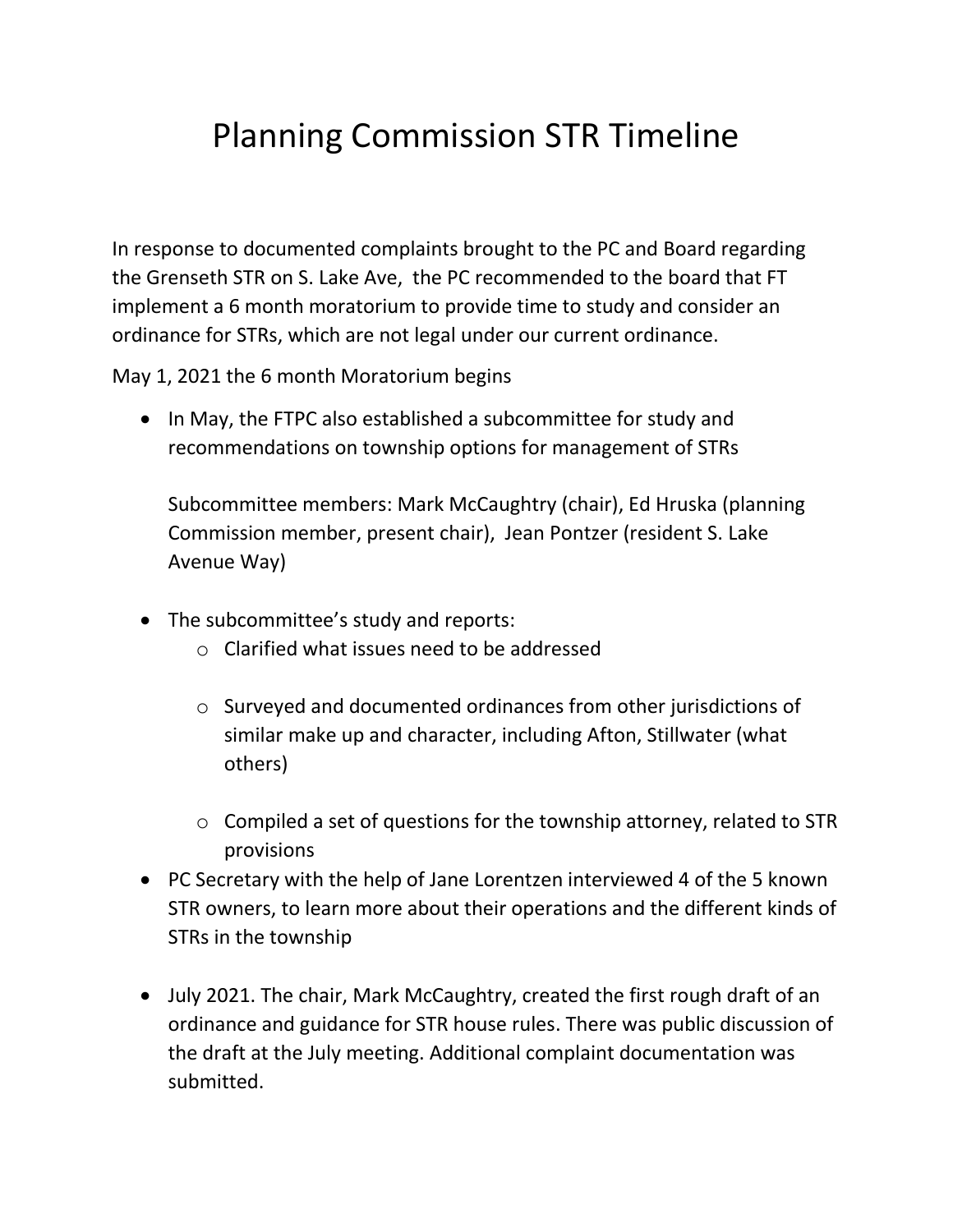# Planning Commission STR Timeline

In response to documented complaints brought to the PC and Board regarding the Grenseth STR on S. Lake Ave, the PC recommended to the board that FT implement a 6 month moratorium to provide time to study and consider an ordinance for STRs, which are not legal under our current ordinance.

May 1, 2021 the 6 month Moratorium begins

- In May, the FTPC also established a subcommittee for study and recommendations on township options for management of STRs

  Subcommittee members: Mark McCaughtry (chair), Ed Hruska (planning Commission member, present chair), Jean Pontzer (resident S. Lake Avenue Way)

- The subcommittee's study and reports:
  - Clarified what issues need to be addressed
  - Surveyed and documented ordinances from other jurisdictions of similar make up and character, including Afton, Stillwater (what others)
  - Compiled a set of questions for the township attorney, related to STR provisions
- PC Secretary with the help of Jane Lorentzen interviewed 4 of the 5 known STR owners, to learn more about their operations and the different kinds of STRs in the township

- July 2021. The chair, Mark McCaughtry, created the first rough draft of an ordinance and guidance for STR house rules. There was public discussion of the draft at the July meeting. Additional complaint documentation was submitted.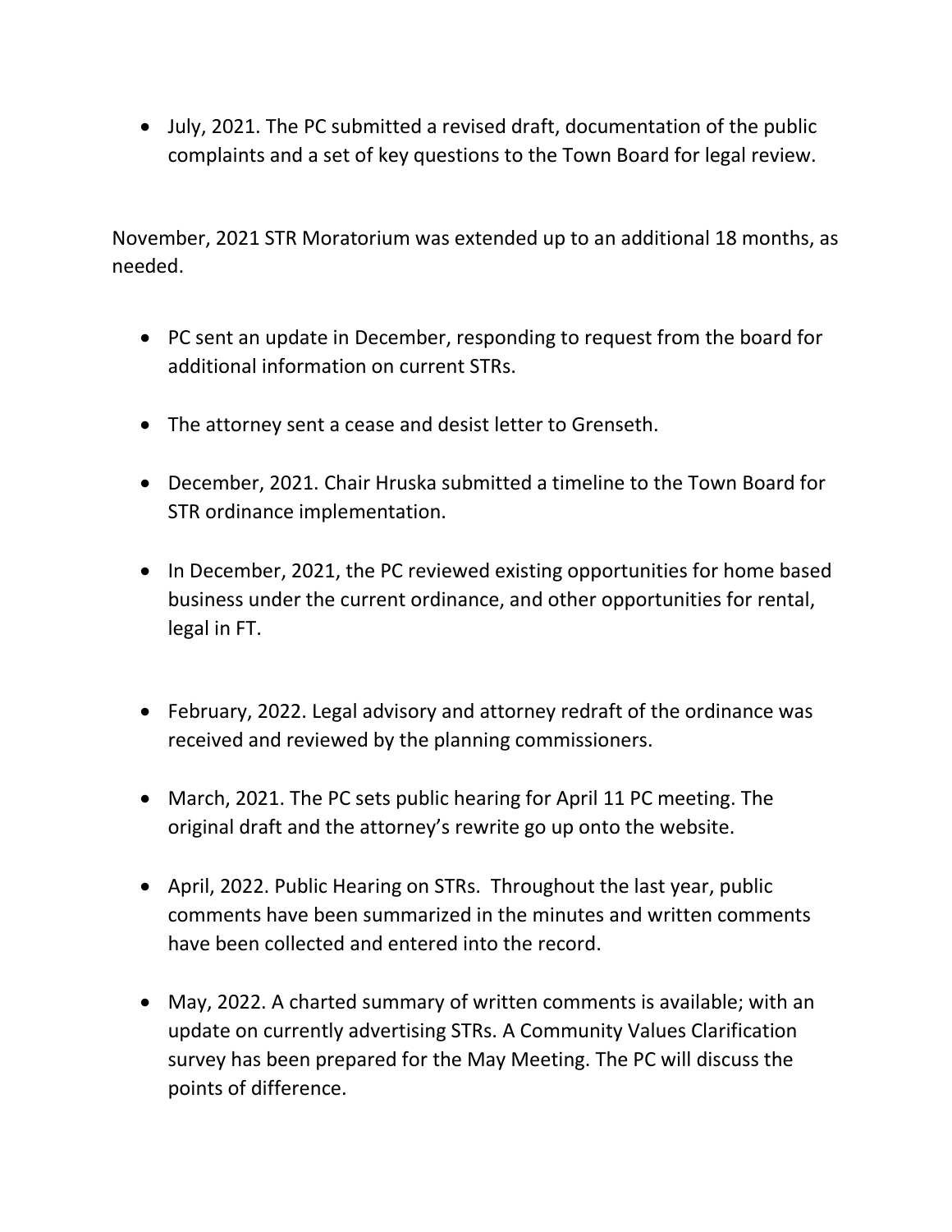- July, 2021. The PC submitted a revised draft, documentation of the public complaints and a set of key questions to the Town Board for legal review.

November, 2021 STR Moratorium was extended up to an additional 18 months, as needed.

- PC sent an update in December, responding to request from the board for additional information on current STRs.
- The attorney sent a cease and desist letter to Grenseth.
- December, 2021. Chair Hruska submitted a timeline to the Town Board for STR ordinance implementation.
- In December, 2021, the PC reviewed existing opportunities for home based business under the current ordinance, and other opportunities for rental, legal in FT.
- February, 2022. Legal advisory and attorney redraft of the ordinance was received and reviewed by the planning commissioners.
- March, 2021. The PC sets public hearing for April 11 PC meeting. The original draft and the attorney's rewrite go up onto the website.
- April, 2022. Public Hearing on STRs. Throughout the last year, public comments have been summarized in the minutes and written comments have been collected and entered into the record.
- May, 2022. A charted summary of written comments is available; with an update on currently advertising STRs. A Community Values Clarification survey has been prepared for the May Meeting. The PC will discuss the points of difference.